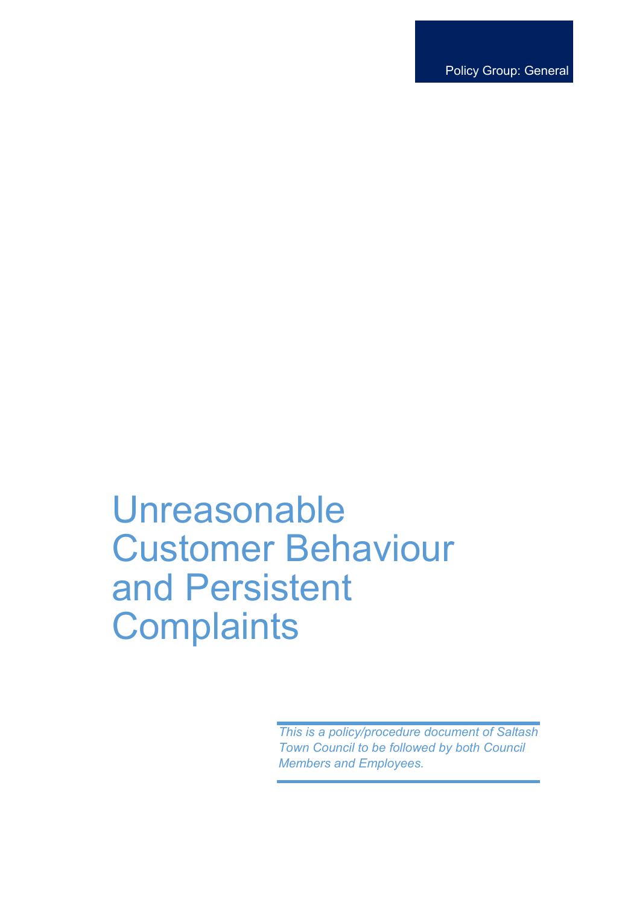Policy Group: General

# Unreasonable Customer Behaviour and Persistent Complaints

*This is a policy/procedure document of Saltash Town Council to be followed by both Council Members and Employees.*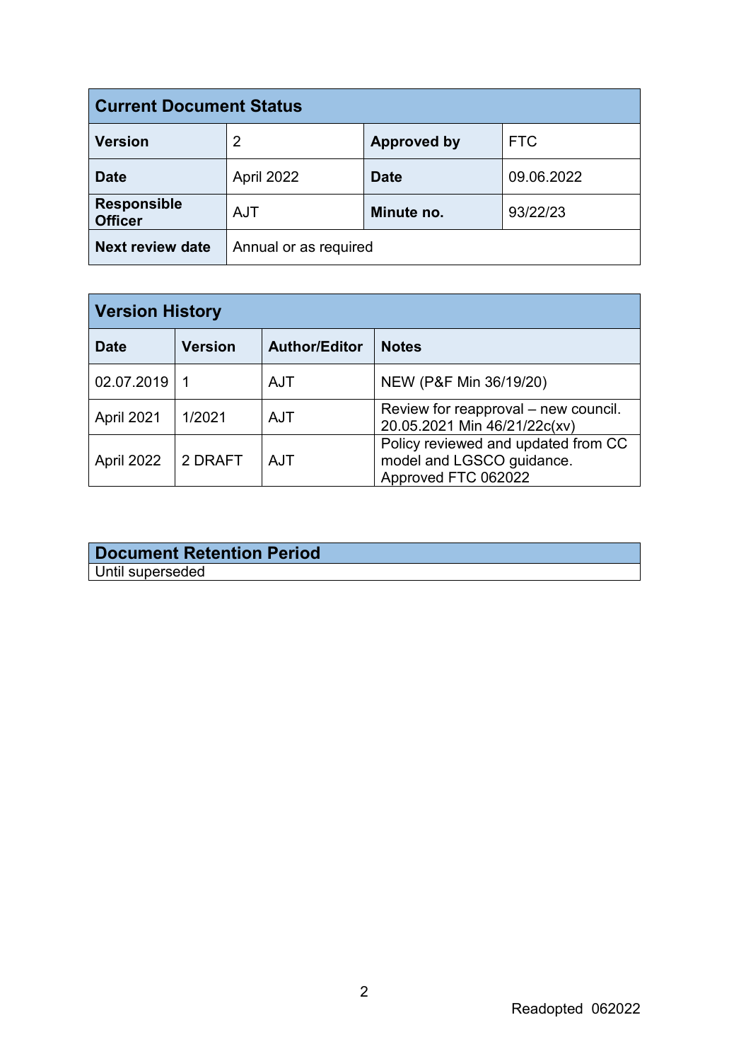| Current Document Status | | | |
|---|---|---|---|
| **Version** | 2 | **Approved by** | FTC |
| **Date** | April 2022 | **Date** | 09.06.2022 |
| **Responsible Officer** | AJT | **Minute no.** | 93/22/23 |
| **Next review date** | Annual or as required | | |

| Version History | | | |
|---|---|---|---|
| **Date** | **Version** | **Author/Editor** | **Notes** |
| 02.07.2019 | 1 | AJT | NEW (P&F Min 36/19/20) |
| April 2021 | 1/2021 | AJT | Review for reapproval – new council. 20.05.2021 Min 46/21/22c(xv) |
| April 2022 | 2 DRAFT | AJT | Policy reviewed and updated from CC model and LGSCO guidance. Approved FTC 062022 |

| Document Retention Period |
|---|
| Until superseded |

Readopted 062022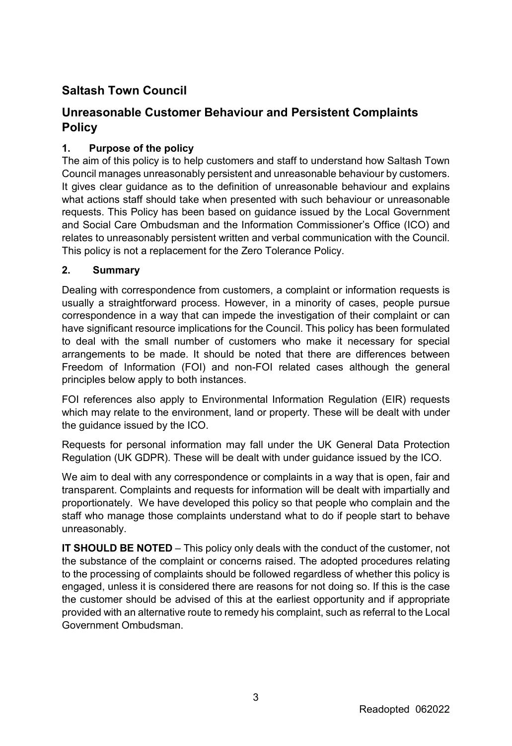## Saltash Town Council

## Unreasonable Customer Behaviour and Persistent Complaints Policy

### 1. Purpose of the policy

The aim of this policy is to help customers and staff to understand how Saltash Town Council manages unreasonably persistent and unreasonable behaviour by customers. It gives clear guidance as to the definition of unreasonable behaviour and explains what actions staff should take when presented with such behaviour or unreasonable requests. This Policy has been based on guidance issued by the Local Government and Social Care Ombudsman and the Information Commissioner's Office (ICO) and relates to unreasonably persistent written and verbal communication with the Council. This policy is not a replacement for the Zero Tolerance Policy.

### 2. Summary

Dealing with correspondence from customers, a complaint or information requests is usually a straightforward process. However, in a minority of cases, people pursue correspondence in a way that can impede the investigation of their complaint or can have significant resource implications for the Council. This policy has been formulated to deal with the small number of customers who make it necessary for special arrangements to be made. It should be noted that there are differences between Freedom of Information (FOI) and non-FOI related cases although the general principles below apply to both instances.

FOI references also apply to Environmental Information Regulation (EIR) requests which may relate to the environment, land or property. These will be dealt with under the guidance issued by the ICO.

Requests for personal information may fall under the UK General Data Protection Regulation (UK GDPR). These will be dealt with under guidance issued by the ICO.

We aim to deal with any correspondence or complaints in a way that is open, fair and transparent. Complaints and requests for information will be dealt with impartially and proportionately. We have developed this policy so that people who complain and the staff who manage those complaints understand what to do if people start to behave unreasonably.

**IT SHOULD BE NOTED** – This policy only deals with the conduct of the customer, not the substance of the complaint or concerns raised. The adopted procedures relating to the processing of complaints should be followed regardless of whether this policy is engaged, unless it is considered there are reasons for not doing so. If this is the case the customer should be advised of this at the earliest opportunity and if appropriate provided with an alternative route to remedy his complaint, such as referral to the Local Government Ombudsman.

Readopted 062022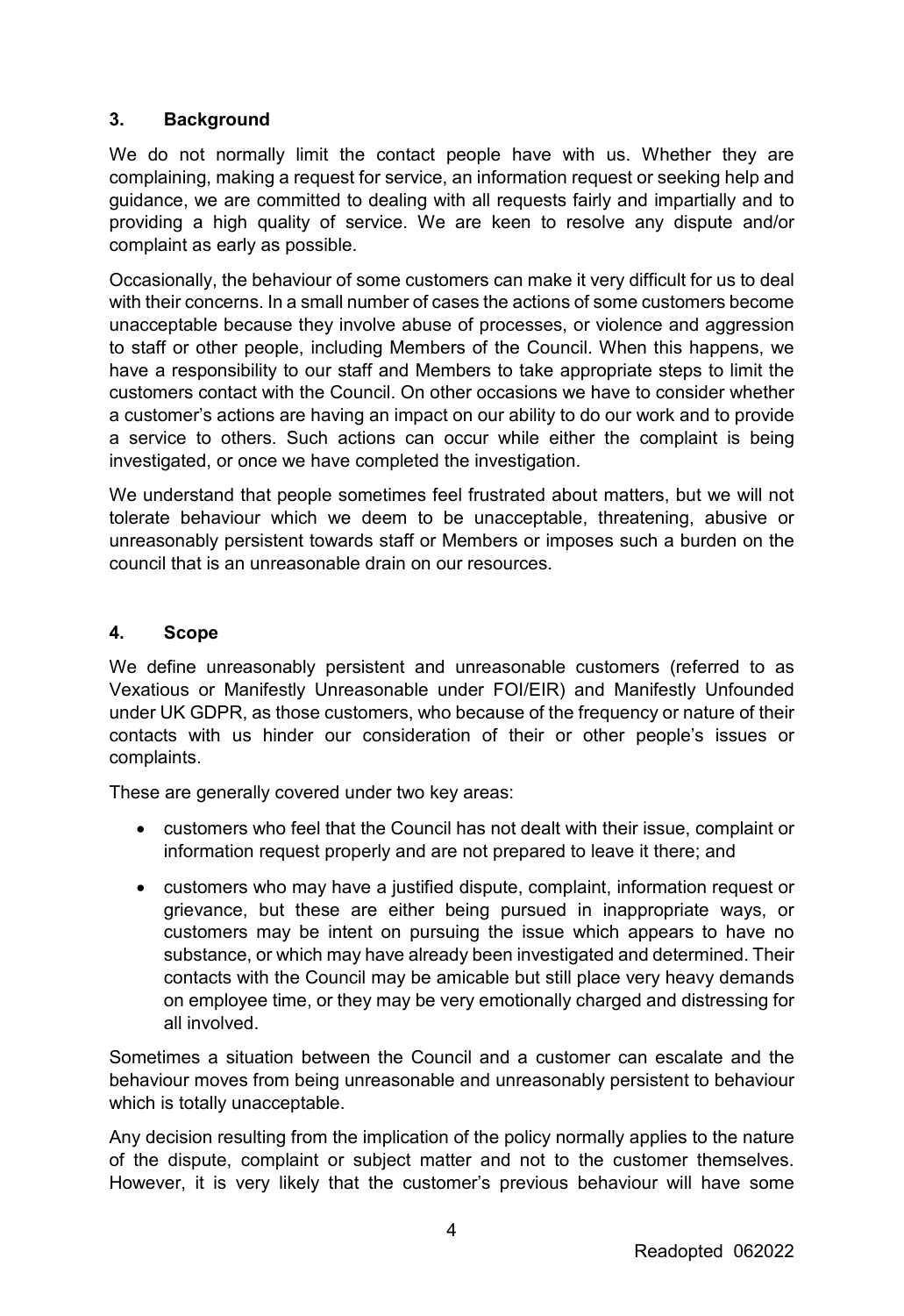## 3. Background

We do not normally limit the contact people have with us. Whether they are complaining, making a request for service, an information request or seeking help and guidance, we are committed to dealing with all requests fairly and impartially and to providing a high quality of service. We are keen to resolve any dispute and/or complaint as early as possible.

Occasionally, the behaviour of some customers can make it very difficult for us to deal with their concerns. In a small number of cases the actions of some customers become unacceptable because they involve abuse of processes, or violence and aggression to staff or other people, including Members of the Council. When this happens, we have a responsibility to our staff and Members to take appropriate steps to limit the customers contact with the Council. On other occasions we have to consider whether a customer's actions are having an impact on our ability to do our work and to provide a service to others. Such actions can occur while either the complaint is being investigated, or once we have completed the investigation.

We understand that people sometimes feel frustrated about matters, but we will not tolerate behaviour which we deem to be unacceptable, threatening, abusive or unreasonably persistent towards staff or Members or imposes such a burden on the council that is an unreasonable drain on our resources.

## 4. Scope

We define unreasonably persistent and unreasonable customers (referred to as Vexatious or Manifestly Unreasonable under FOI/EIR) and Manifestly Unfounded under UK GDPR, as those customers, who because of the frequency or nature of their contacts with us hinder our consideration of their or other people's issues or complaints.

These are generally covered under two key areas:

- customers who feel that the Council has not dealt with their issue, complaint or information request properly and are not prepared to leave it there; and
- customers who may have a justified dispute, complaint, information request or grievance, but these are either being pursued in inappropriate ways, or customers may be intent on pursuing the issue which appears to have no substance, or which may have already been investigated and determined. Their contacts with the Council may be amicable but still place very heavy demands on employee time, or they may be very emotionally charged and distressing for all involved.

Sometimes a situation between the Council and a customer can escalate and the behaviour moves from being unreasonable and unreasonably persistent to behaviour which is totally unacceptable.

Any decision resulting from the implication of the policy normally applies to the nature of the dispute, complaint or subject matter and not to the customer themselves. However, it is very likely that the customer's previous behaviour will have some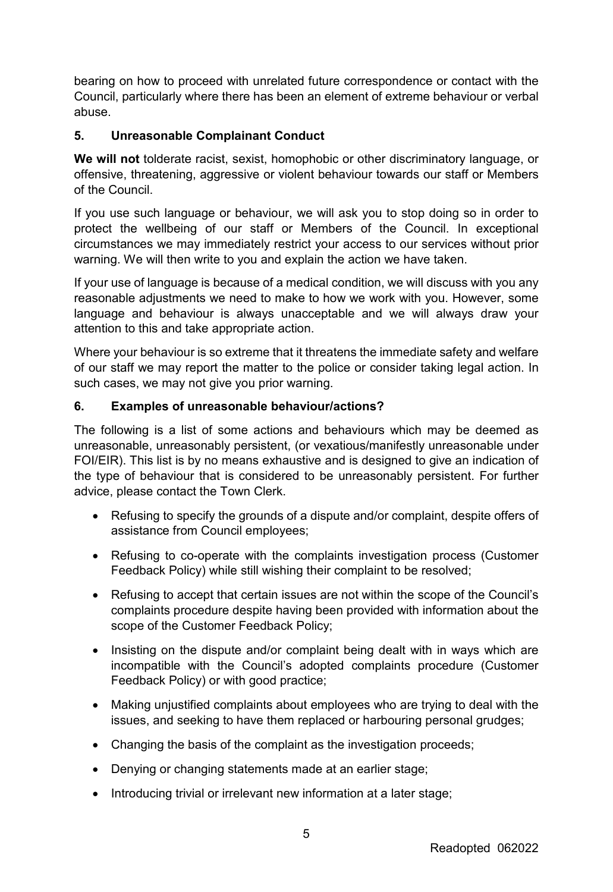bearing on how to proceed with unrelated future correspondence or contact with the Council, particularly where there has been an element of extreme behaviour or verbal abuse.

## 5. Unreasonable Complainant Conduct

**We will not** tolderate racist, sexist, homophobic or other discriminatory language, or offensive, threatening, aggressive or violent behaviour towards our staff or Members of the Council.

If you use such language or behaviour, we will ask you to stop doing so in order to protect the wellbeing of our staff or Members of the Council. In exceptional circumstances we may immediately restrict your access to our services without prior warning. We will then write to you and explain the action we have taken.

If your use of language is because of a medical condition, we will discuss with you any reasonable adjustments we need to make to how we work with you. However, some language and behaviour is always unacceptable and we will always draw your attention to this and take appropriate action.

Where your behaviour is so extreme that it threatens the immediate safety and welfare of our staff we may report the matter to the police or consider taking legal action. In such cases, we may not give you prior warning.

## 6. Examples of unreasonable behaviour/actions?

The following is a list of some actions and behaviours which may be deemed as unreasonable, unreasonably persistent, (or vexatious/manifestly unreasonable under FOI/EIR). This list is by no means exhaustive and is designed to give an indication of the type of behaviour that is considered to be unreasonably persistent. For further advice, please contact the Town Clerk.

- Refusing to specify the grounds of a dispute and/or complaint, despite offers of assistance from Council employees;
- Refusing to co-operate with the complaints investigation process (Customer Feedback Policy) while still wishing their complaint to be resolved;
- Refusing to accept that certain issues are not within the scope of the Council's complaints procedure despite having been provided with information about the scope of the Customer Feedback Policy;
- Insisting on the dispute and/or complaint being dealt with in ways which are incompatible with the Council's adopted complaints procedure (Customer Feedback Policy) or with good practice;
- Making unjustified complaints about employees who are trying to deal with the issues, and seeking to have them replaced or harbouring personal grudges;
- Changing the basis of the complaint as the investigation proceeds;
- Denying or changing statements made at an earlier stage;
- Introducing trivial or irrelevant new information at a later stage;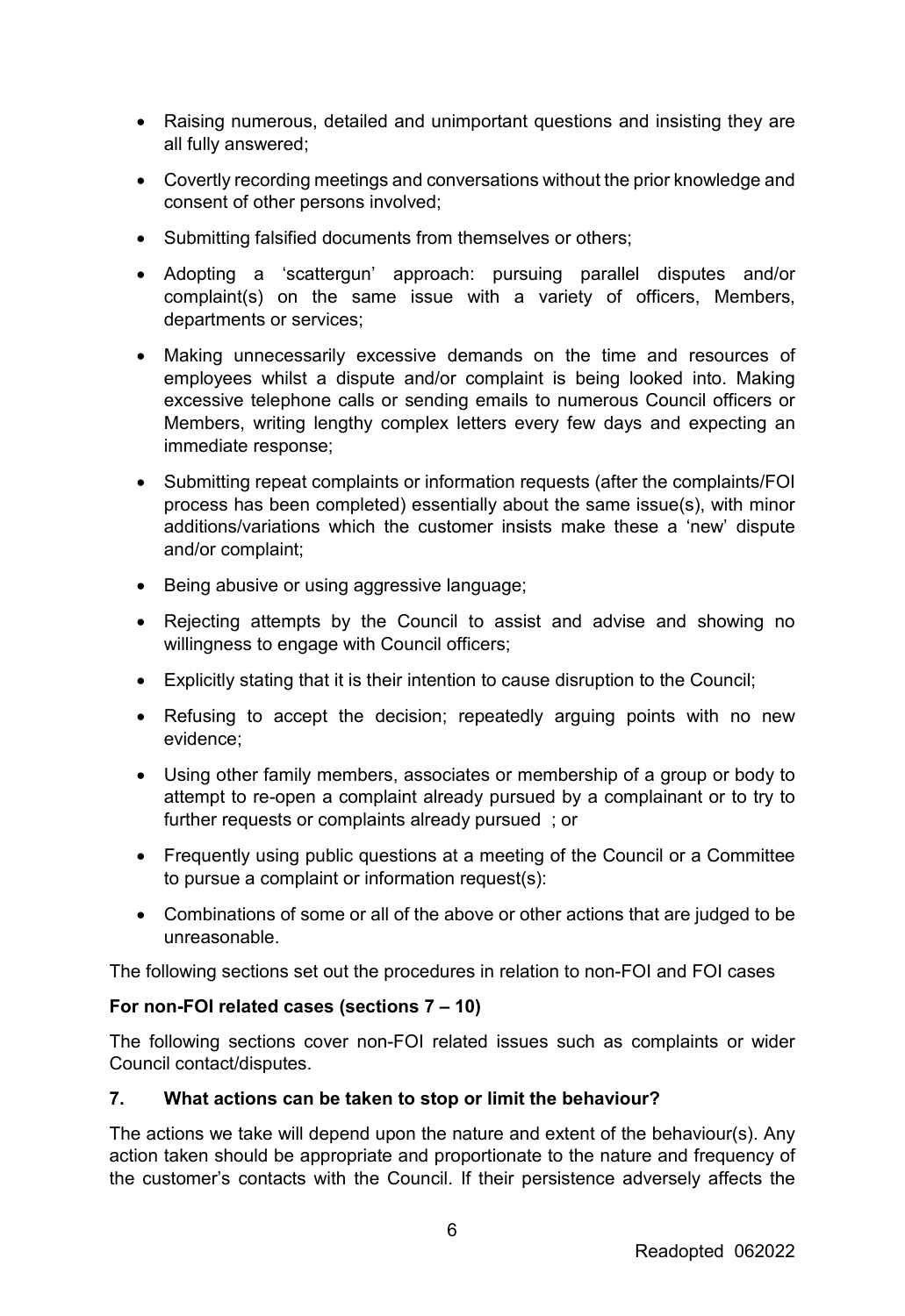- Raising numerous, detailed and unimportant questions and insisting they are all fully answered;
- Covertly recording meetings and conversations without the prior knowledge and consent of other persons involved;
- Submitting falsified documents from themselves or others;
- Adopting a 'scattergun' approach: pursuing parallel disputes and/or complaint(s) on the same issue with a variety of officers, Members, departments or services;
- Making unnecessarily excessive demands on the time and resources of employees whilst a dispute and/or complaint is being looked into. Making excessive telephone calls or sending emails to numerous Council officers or Members, writing lengthy complex letters every few days and expecting an immediate response;
- Submitting repeat complaints or information requests (after the complaints/FOI process has been completed) essentially about the same issue(s), with minor additions/variations which the customer insists make these a 'new' dispute and/or complaint;
- Being abusive or using aggressive language;
- Rejecting attempts by the Council to assist and advise and showing no willingness to engage with Council officers;
- Explicitly stating that it is their intention to cause disruption to the Council;
- Refusing to accept the decision; repeatedly arguing points with no new evidence;
- Using other family members, associates or membership of a group or body to attempt to re-open a complaint already pursued by a complainant or to try to further requests or complaints already pursued ; or
- Frequently using public questions at a meeting of the Council or a Committee to pursue a complaint or information request(s):
- Combinations of some or all of the above or other actions that are judged to be unreasonable.

The following sections set out the procedures in relation to non-FOI and FOI cases

**For non-FOI related cases (sections 7 – 10)**

The following sections cover non-FOI related issues such as complaints or wider Council contact/disputes.

## 7. What actions can be taken to stop or limit the behaviour?

The actions we take will depend upon the nature and extent of the behaviour(s). Any action taken should be appropriate and proportionate to the nature and frequency of the customer's contacts with the Council. If their persistence adversely affects the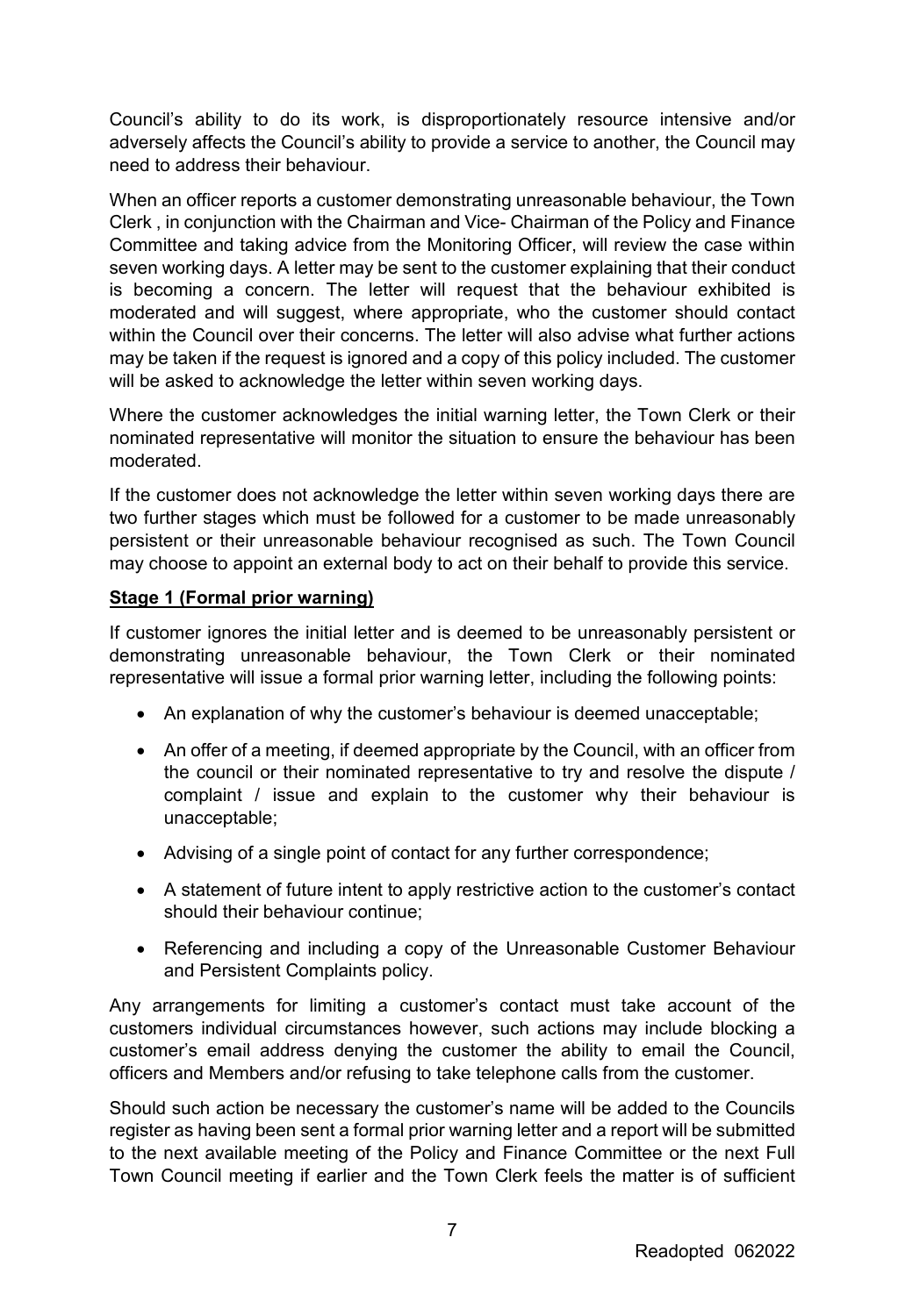Council's ability to do its work, is disproportionately resource intensive and/or adversely affects the Council's ability to provide a service to another, the Council may need to address their behaviour.

When an officer reports a customer demonstrating unreasonable behaviour, the Town Clerk , in conjunction with the Chairman and Vice- Chairman of the Policy and Finance Committee and taking advice from the Monitoring Officer, will review the case within seven working days. A letter may be sent to the customer explaining that their conduct is becoming a concern. The letter will request that the behaviour exhibited is moderated and will suggest, where appropriate, who the customer should contact within the Council over their concerns. The letter will also advise what further actions may be taken if the request is ignored and a copy of this policy included. The customer will be asked to acknowledge the letter within seven working days.

Where the customer acknowledges the initial warning letter, the Town Clerk or their nominated representative will monitor the situation to ensure the behaviour has been moderated.

If the customer does not acknowledge the letter within seven working days there are two further stages which must be followed for a customer to be made unreasonably persistent or their unreasonable behaviour recognised as such. The Town Council may choose to appoint an external body to act on their behalf to provide this service.

**Stage 1 (Formal prior warning)**

If customer ignores the initial letter and is deemed to be unreasonably persistent or demonstrating unreasonable behaviour, the Town Clerk or their nominated representative will issue a formal prior warning letter, including the following points:

- An explanation of why the customer's behaviour is deemed unacceptable;
- An offer of a meeting, if deemed appropriate by the Council, with an officer from the council or their nominated representative to try and resolve the dispute / complaint / issue and explain to the customer why their behaviour is unacceptable;
- Advising of a single point of contact for any further correspondence;
- A statement of future intent to apply restrictive action to the customer's contact should their behaviour continue;
- Referencing and including a copy of the Unreasonable Customer Behaviour and Persistent Complaints policy.

Any arrangements for limiting a customer's contact must take account of the customers individual circumstances however, such actions may include blocking a customer's email address denying the customer the ability to email the Council, officers and Members and/or refusing to take telephone calls from the customer.

Should such action be necessary the customer's name will be added to the Councils register as having been sent a formal prior warning letter and a report will be submitted to the next available meeting of the Policy and Finance Committee or the next Full Town Council meeting if earlier and the Town Clerk feels the matter is of sufficient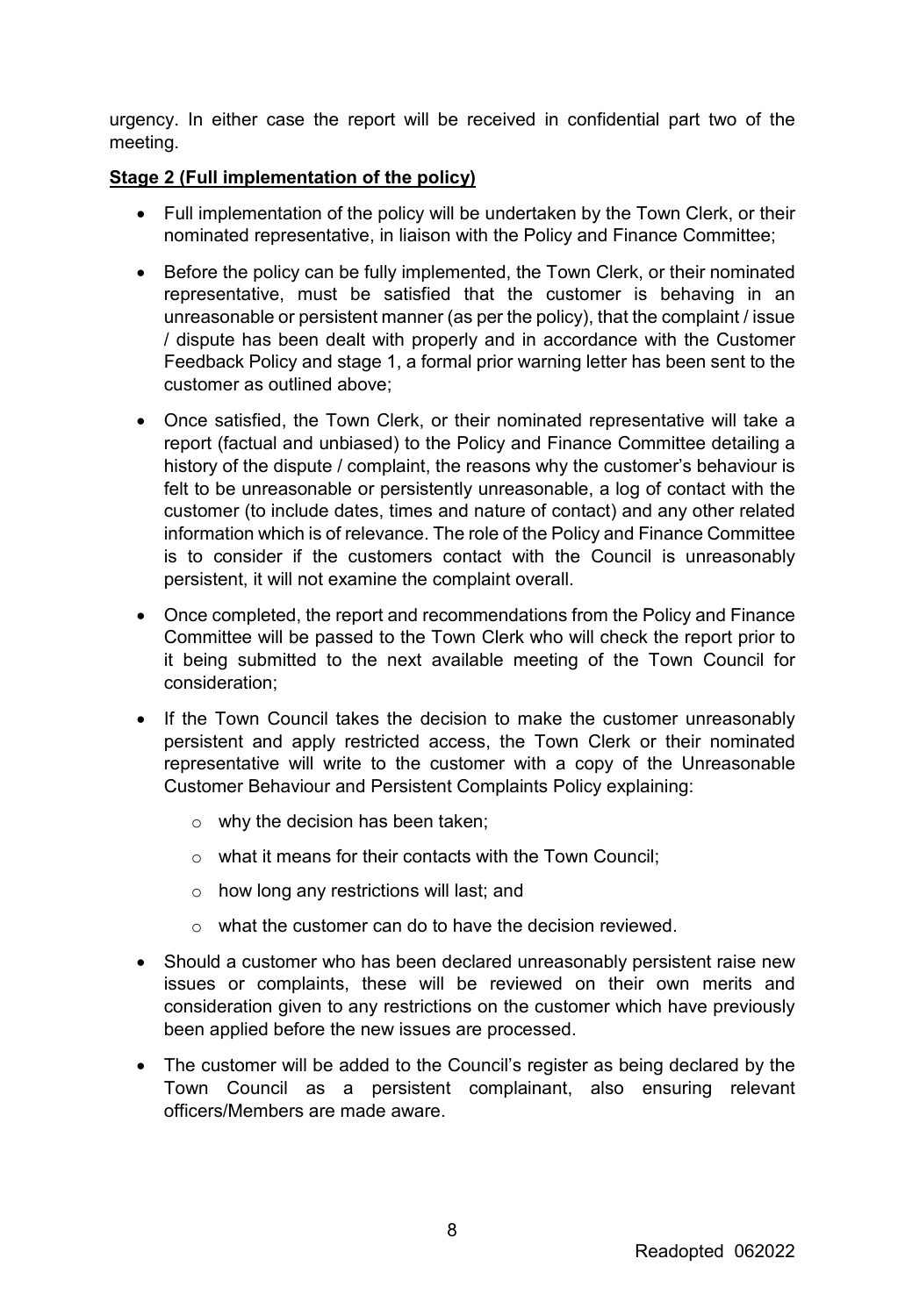urgency. In either case the report will be received in confidential part two of the meeting.

**Stage 2 (Full implementation of the policy)**

- Full implementation of the policy will be undertaken by the Town Clerk, or their nominated representative, in liaison with the Policy and Finance Committee;
- Before the policy can be fully implemented, the Town Clerk, or their nominated representative, must be satisfied that the customer is behaving in an unreasonable or persistent manner (as per the policy), that the complaint / issue / dispute has been dealt with properly and in accordance with the Customer Feedback Policy and stage 1, a formal prior warning letter has been sent to the customer as outlined above;
- Once satisfied, the Town Clerk, or their nominated representative will take a report (factual and unbiased) to the Policy and Finance Committee detailing a history of the dispute / complaint, the reasons why the customer's behaviour is felt to be unreasonable or persistently unreasonable, a log of contact with the customer (to include dates, times and nature of contact) and any other related information which is of relevance. The role of the Policy and Finance Committee is to consider if the customers contact with the Council is unreasonably persistent, it will not examine the complaint overall.
- Once completed, the report and recommendations from the Policy and Finance Committee will be passed to the Town Clerk who will check the report prior to it being submitted to the next available meeting of the Town Council for consideration;
- If the Town Council takes the decision to make the customer unreasonably persistent and apply restricted access, the Town Clerk or their nominated representative will write to the customer with a copy of the Unreasonable Customer Behaviour and Persistent Complaints Policy explaining:
  - why the decision has been taken;
  - what it means for their contacts with the Town Council;
  - how long any restrictions will last; and
  - what the customer can do to have the decision reviewed.
- Should a customer who has been declared unreasonably persistent raise new issues or complaints, these will be reviewed on their own merits and consideration given to any restrictions on the customer which have previously been applied before the new issues are processed.
- The customer will be added to the Council's register as being declared by the Town Council as a persistent complainant, also ensuring relevant officers/Members are made aware.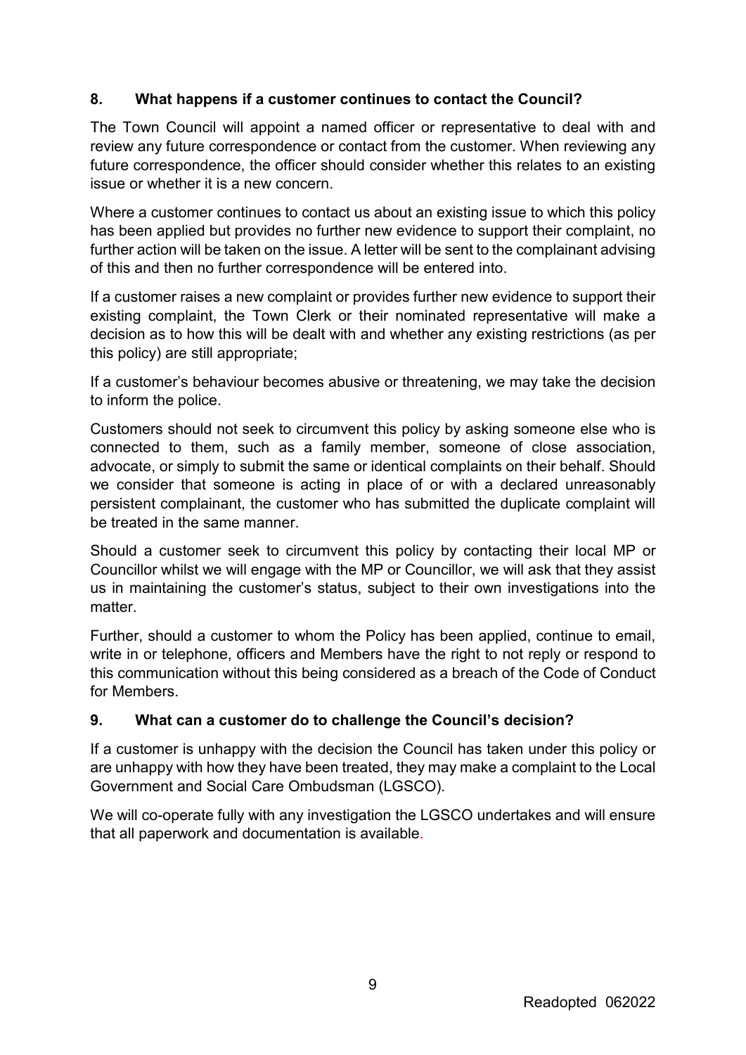## 8. What happens if a customer continues to contact the Council?

The Town Council will appoint a named officer or representative to deal with and review any future correspondence or contact from the customer. When reviewing any future correspondence, the officer should consider whether this relates to an existing issue or whether it is a new concern.

Where a customer continues to contact us about an existing issue to which this policy has been applied but provides no further new evidence to support their complaint, no further action will be taken on the issue. A letter will be sent to the complainant advising of this and then no further correspondence will be entered into.

If a customer raises a new complaint or provides further new evidence to support their existing complaint, the Town Clerk or their nominated representative will make a decision as to how this will be dealt with and whether any existing restrictions (as per this policy) are still appropriate;

If a customer's behaviour becomes abusive or threatening, we may take the decision to inform the police.

Customers should not seek to circumvent this policy by asking someone else who is connected to them, such as a family member, someone of close association, advocate, or simply to submit the same or identical complaints on their behalf. Should we consider that someone is acting in place of or with a declared unreasonably persistent complainant, the customer who has submitted the duplicate complaint will be treated in the same manner.

Should a customer seek to circumvent this policy by contacting their local MP or Councillor whilst we will engage with the MP or Councillor, we will ask that they assist us in maintaining the customer's status, subject to their own investigations into the matter.

Further, should a customer to whom the Policy has been applied, continue to email, write in or telephone, officers and Members have the right to not reply or respond to this communication without this being considered as a breach of the Code of Conduct for Members.

## 9. What can a customer do to challenge the Council's decision?

If a customer is unhappy with the decision the Council has taken under this policy or are unhappy with how they have been treated, they may make a complaint to the Local Government and Social Care Ombudsman (LGSCO).

We will co-operate fully with any investigation the LGSCO undertakes and will ensure that all paperwork and documentation is available.

Readopted 062022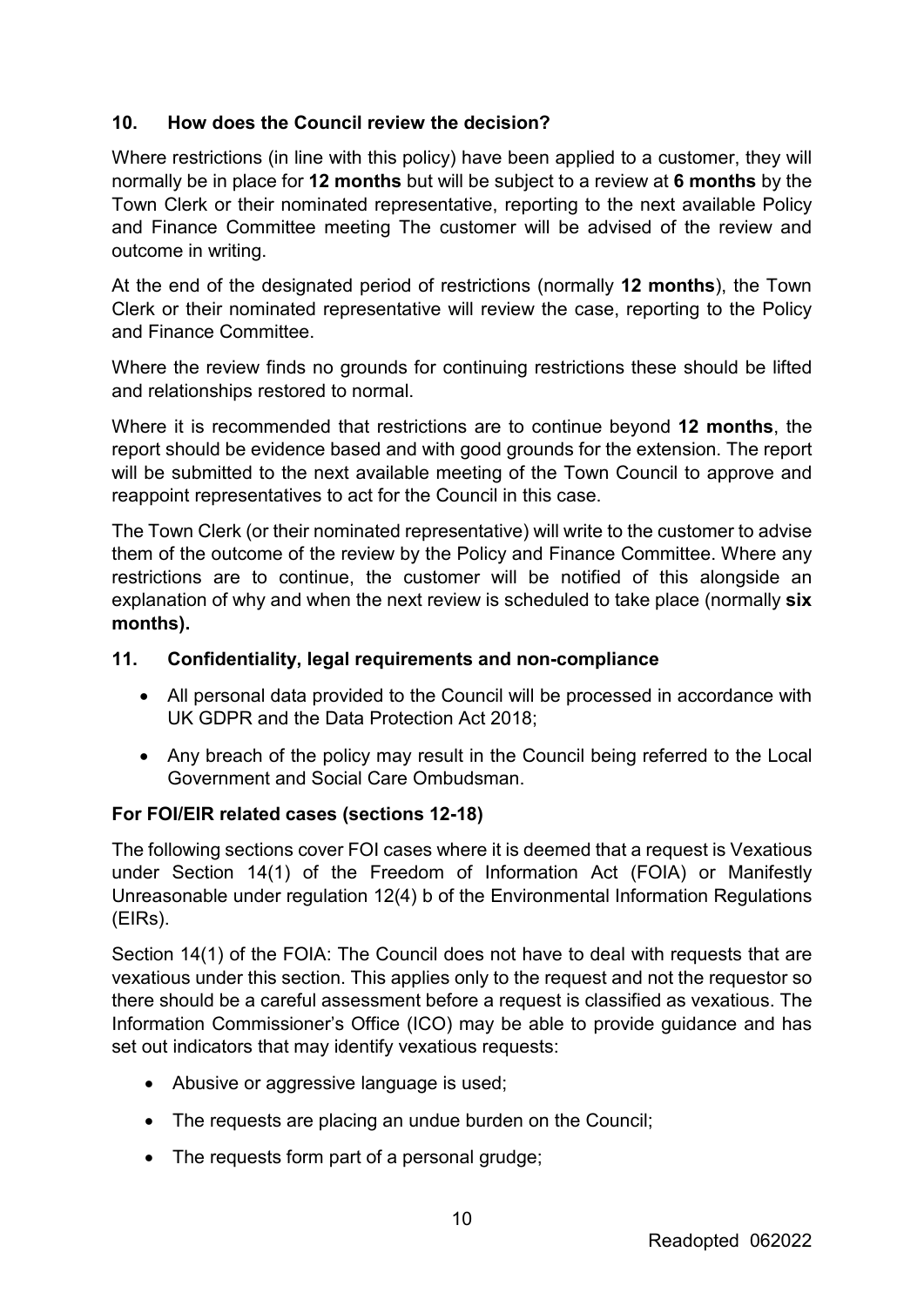## 10. How does the Council review the decision?

Where restrictions (in line with this policy) have been applied to a customer, they will normally be in place for **12 months** but will be subject to a review at **6 months** by the Town Clerk or their nominated representative, reporting to the next available Policy and Finance Committee meeting The customer will be advised of the review and outcome in writing.

At the end of the designated period of restrictions (normally **12 months**), the Town Clerk or their nominated representative will review the case, reporting to the Policy and Finance Committee.

Where the review finds no grounds for continuing restrictions these should be lifted and relationships restored to normal.

Where it is recommended that restrictions are to continue beyond **12 months**, the report should be evidence based and with good grounds for the extension. The report will be submitted to the next available meeting of the Town Council to approve and reappoint representatives to act for the Council in this case.

The Town Clerk (or their nominated representative) will write to the customer to advise them of the outcome of the review by the Policy and Finance Committee. Where any restrictions are to continue, the customer will be notified of this alongside an explanation of why and when the next review is scheduled to take place (normally **six months).**

## 11. Confidentiality, legal requirements and non-compliance

- All personal data provided to the Council will be processed in accordance with UK GDPR and the Data Protection Act 2018;
- Any breach of the policy may result in the Council being referred to the Local Government and Social Care Ombudsman.

### For FOI/EIR related cases (sections 12-18)

The following sections cover FOI cases where it is deemed that a request is Vexatious under Section 14(1) of the Freedom of Information Act (FOIA) or Manifestly Unreasonable under regulation 12(4) b of the Environmental Information Regulations (EIRs).

Section 14(1) of the FOIA: The Council does not have to deal with requests that are vexatious under this section. This applies only to the request and not the requestor so there should be a careful assessment before a request is classified as vexatious. The Information Commissioner's Office (ICO) may be able to provide guidance and has set out indicators that may identify vexatious requests:

- Abusive or aggressive language is used;
- The requests are placing an undue burden on the Council;
- The requests form part of a personal grudge;

Readopted 062022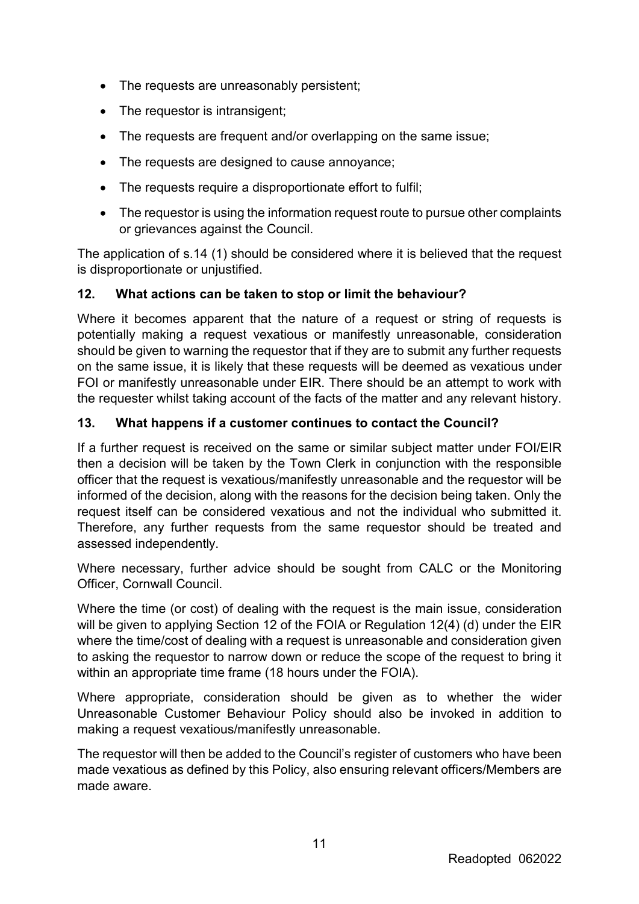- The requests are unreasonably persistent;
- The requestor is intransigent;
- The requests are frequent and/or overlapping on the same issue;
- The requests are designed to cause annoyance;
- The requests require a disproportionate effort to fulfil;
- The requestor is using the information request route to pursue other complaints or grievances against the Council.

The application of s.14 (1) should be considered where it is believed that the request is disproportionate or unjustified.

### 12. What actions can be taken to stop or limit the behaviour?

Where it becomes apparent that the nature of a request or string of requests is potentially making a request vexatious or manifestly unreasonable, consideration should be given to warning the requestor that if they are to submit any further requests on the same issue, it is likely that these requests will be deemed as vexatious under FOI or manifestly unreasonable under EIR. There should be an attempt to work with the requester whilst taking account of the facts of the matter and any relevant history.

### 13. What happens if a customer continues to contact the Council?

If a further request is received on the same or similar subject matter under FOI/EIR then a decision will be taken by the Town Clerk in conjunction with the responsible officer that the request is vexatious/manifestly unreasonable and the requestor will be informed of the decision, along with the reasons for the decision being taken. Only the request itself can be considered vexatious and not the individual who submitted it. Therefore, any further requests from the same requestor should be treated and assessed independently.

Where necessary, further advice should be sought from CALC or the Monitoring Officer, Cornwall Council.

Where the time (or cost) of dealing with the request is the main issue, consideration will be given to applying Section 12 of the FOIA or Regulation 12(4) (d) under the EIR where the time/cost of dealing with a request is unreasonable and consideration given to asking the requestor to narrow down or reduce the scope of the request to bring it within an appropriate time frame (18 hours under the FOIA).

Where appropriate, consideration should be given as to whether the wider Unreasonable Customer Behaviour Policy should also be invoked in addition to making a request vexatious/manifestly unreasonable.

The requestor will then be added to the Council's register of customers who have been made vexatious as defined by this Policy, also ensuring relevant officers/Members are made aware.

Readopted 062022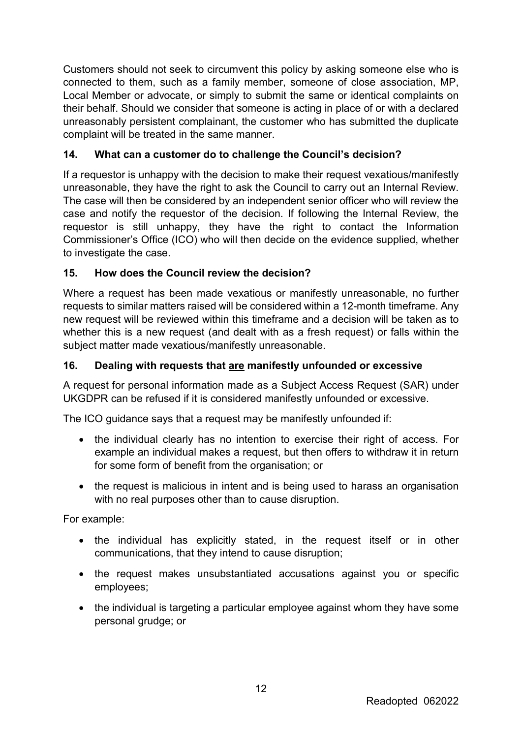Customers should not seek to circumvent this policy by asking someone else who is connected to them, such as a family member, someone of close association, MP, Local Member or advocate, or simply to submit the same or identical complaints on their behalf. Should we consider that someone is acting in place of or with a declared unreasonably persistent complainant, the customer who has submitted the duplicate complaint will be treated in the same manner.

### 14. What can a customer do to challenge the Council's decision?

If a requestor is unhappy with the decision to make their request vexatious/manifestly unreasonable, they have the right to ask the Council to carry out an Internal Review. The case will then be considered by an independent senior officer who will review the case and notify the requestor of the decision. If following the Internal Review, the requestor is still unhappy, they have the right to contact the Information Commissioner's Office (ICO) who will then decide on the evidence supplied, whether to investigate the case.

### 15. How does the Council review the decision?

Where a request has been made vexatious or manifestly unreasonable, no further requests to similar matters raised will be considered within a 12-month timeframe. Any new request will be reviewed within this timeframe and a decision will be taken as to whether this is a new request (and dealt with as a fresh request) or falls within the subject matter made vexatious/manifestly unreasonable.

### 16. Dealing with requests that <u>are</u> manifestly unfounded or excessive

A request for personal information made as a Subject Access Request (SAR) under UKGDPR can be refused if it is considered manifestly unfounded or excessive.

The ICO guidance says that a request may be manifestly unfounded if:

- the individual clearly has no intention to exercise their right of access. For example an individual makes a request, but then offers to withdraw it in return for some form of benefit from the organisation; or
- the request is malicious in intent and is being used to harass an organisation with no real purposes other than to cause disruption.

For example:

- the individual has explicitly stated, in the request itself or in other communications, that they intend to cause disruption;
- the request makes unsubstantiated accusations against you or specific employees;
- the individual is targeting a particular employee against whom they have some personal grudge; or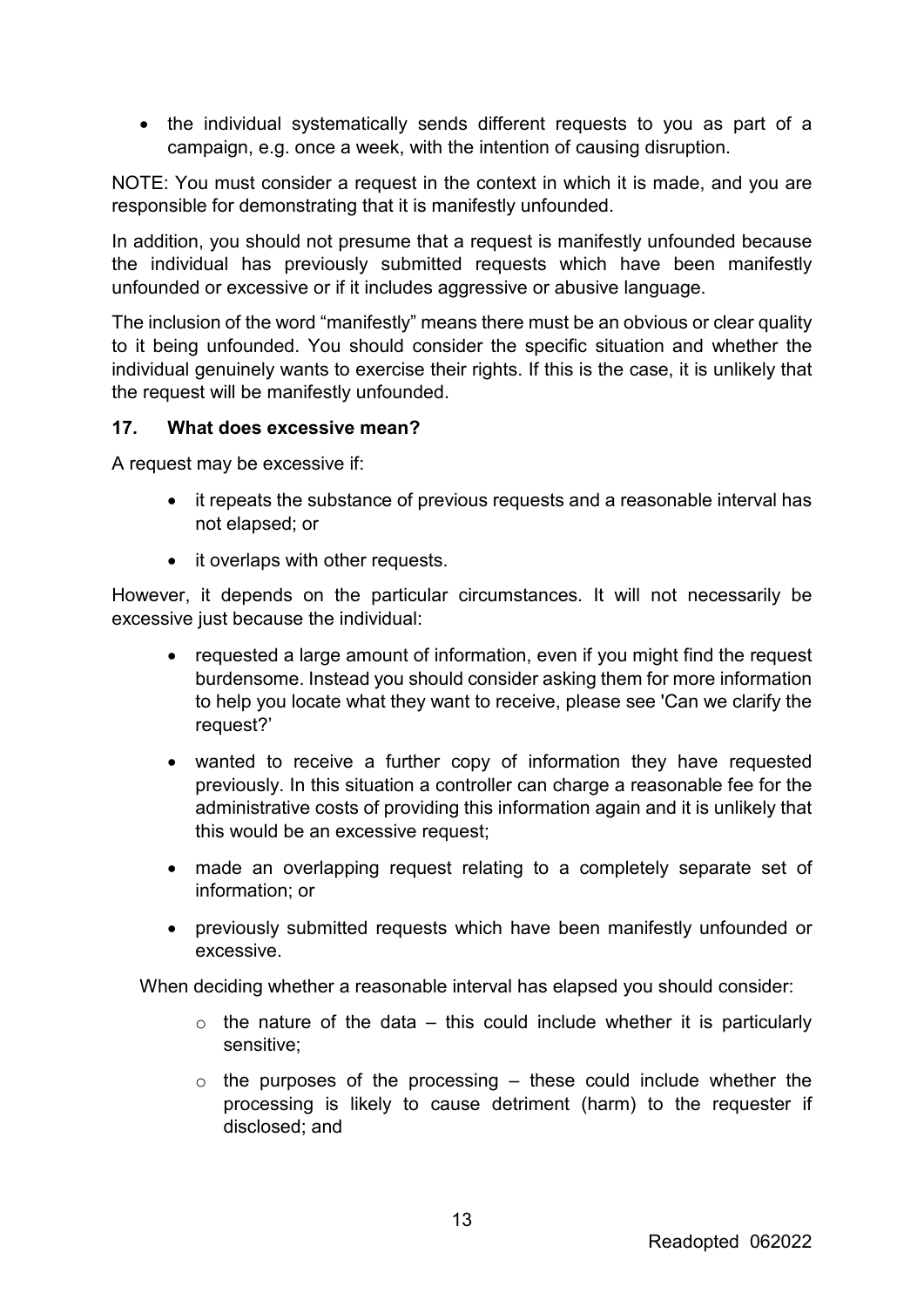- the individual systematically sends different requests to you as part of a campaign, e.g. once a week, with the intention of causing disruption.

NOTE: You must consider a request in the context in which it is made, and you are responsible for demonstrating that it is manifestly unfounded.

In addition, you should not presume that a request is manifestly unfounded because the individual has previously submitted requests which have been manifestly unfounded or excessive or if it includes aggressive or abusive language.

The inclusion of the word "manifestly" means there must be an obvious or clear quality to it being unfounded. You should consider the specific situation and whether the individual genuinely wants to exercise their rights. If this is the case, it is unlikely that the request will be manifestly unfounded.

### 17. What does excessive mean?

A request may be excessive if:

- it repeats the substance of previous requests and a reasonable interval has not elapsed; or
- it overlaps with other requests.

However, it depends on the particular circumstances. It will not necessarily be excessive just because the individual:

- requested a large amount of information, even if you might find the request burdensome. Instead you should consider asking them for more information to help you locate what they want to receive, please see 'Can we clarify the request?'
- wanted to receive a further copy of information they have requested previously. In this situation a controller can charge a reasonable fee for the administrative costs of providing this information again and it is unlikely that this would be an excessive request;
- made an overlapping request relating to a completely separate set of information; or
- previously submitted requests which have been manifestly unfounded or excessive.

When deciding whether a reasonable interval has elapsed you should consider:

- the nature of the data – this could include whether it is particularly sensitive;
- the purposes of the processing – these could include whether the processing is likely to cause detriment (harm) to the requester if disclosed; and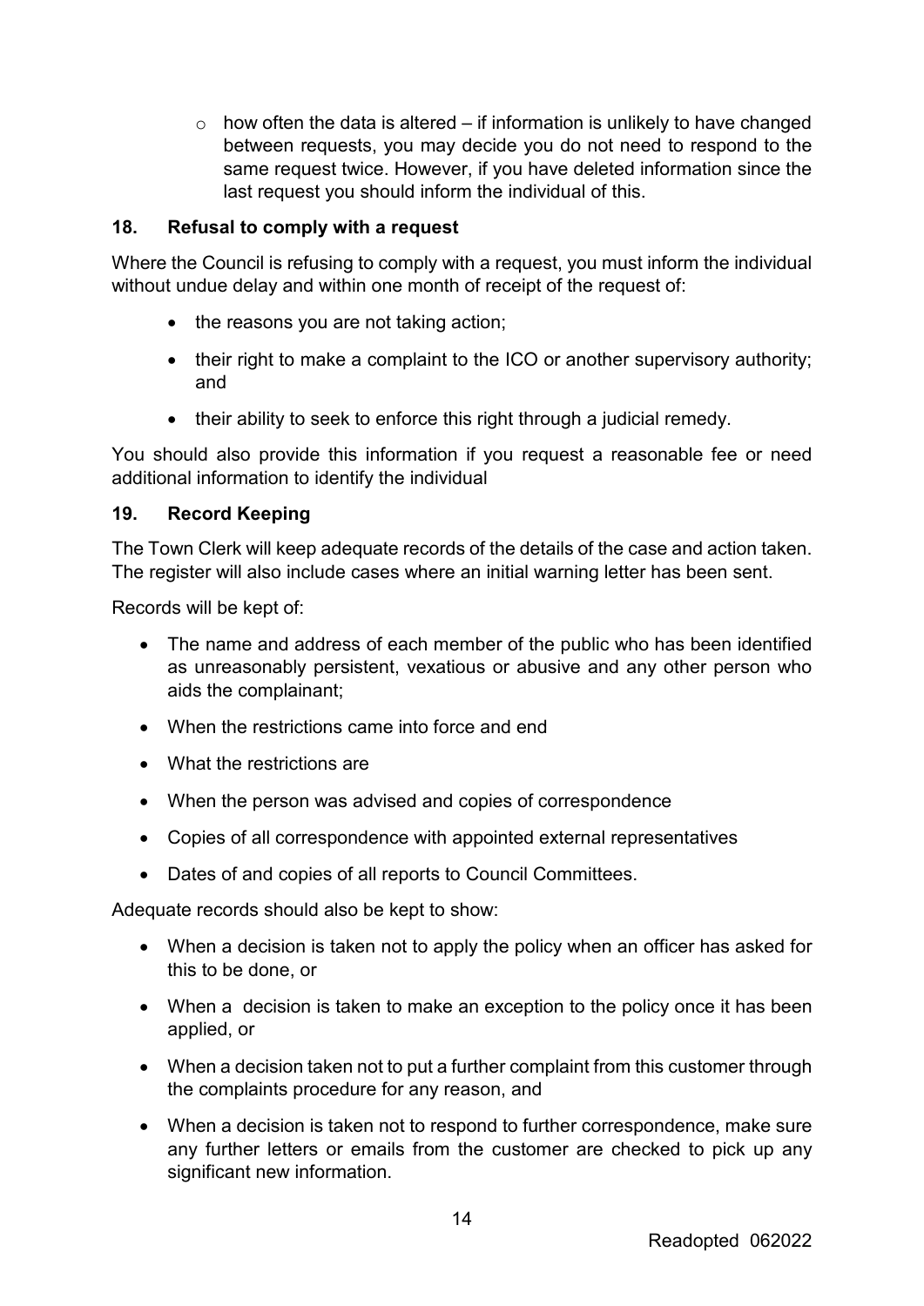- how often the data is altered – if information is unlikely to have changed between requests, you may decide you do not need to respond to the same request twice. However, if you have deleted information since the last request you should inform the individual of this.

### 18. Refusal to comply with a request

Where the Council is refusing to comply with a request, you must inform the individual without undue delay and within one month of receipt of the request of:

- the reasons you are not taking action;
- their right to make a complaint to the ICO or another supervisory authority; and
- their ability to seek to enforce this right through a judicial remedy.

You should also provide this information if you request a reasonable fee or need additional information to identify the individual

### 19. Record Keeping

The Town Clerk will keep adequate records of the details of the case and action taken. The register will also include cases where an initial warning letter has been sent.

Records will be kept of:

- The name and address of each member of the public who has been identified as unreasonably persistent, vexatious or abusive and any other person who aids the complainant;
- When the restrictions came into force and end
- What the restrictions are
- When the person was advised and copies of correspondence
- Copies of all correspondence with appointed external representatives
- Dates of and copies of all reports to Council Committees.

Adequate records should also be kept to show:

- When a decision is taken not to apply the policy when an officer has asked for this to be done, or
- When a decision is taken to make an exception to the policy once it has been applied, or
- When a decision taken not to put a further complaint from this customer through the complaints procedure for any reason, and
- When a decision is taken not to respond to further correspondence, make sure any further letters or emails from the customer are checked to pick up any significant new information.

Readopted 062022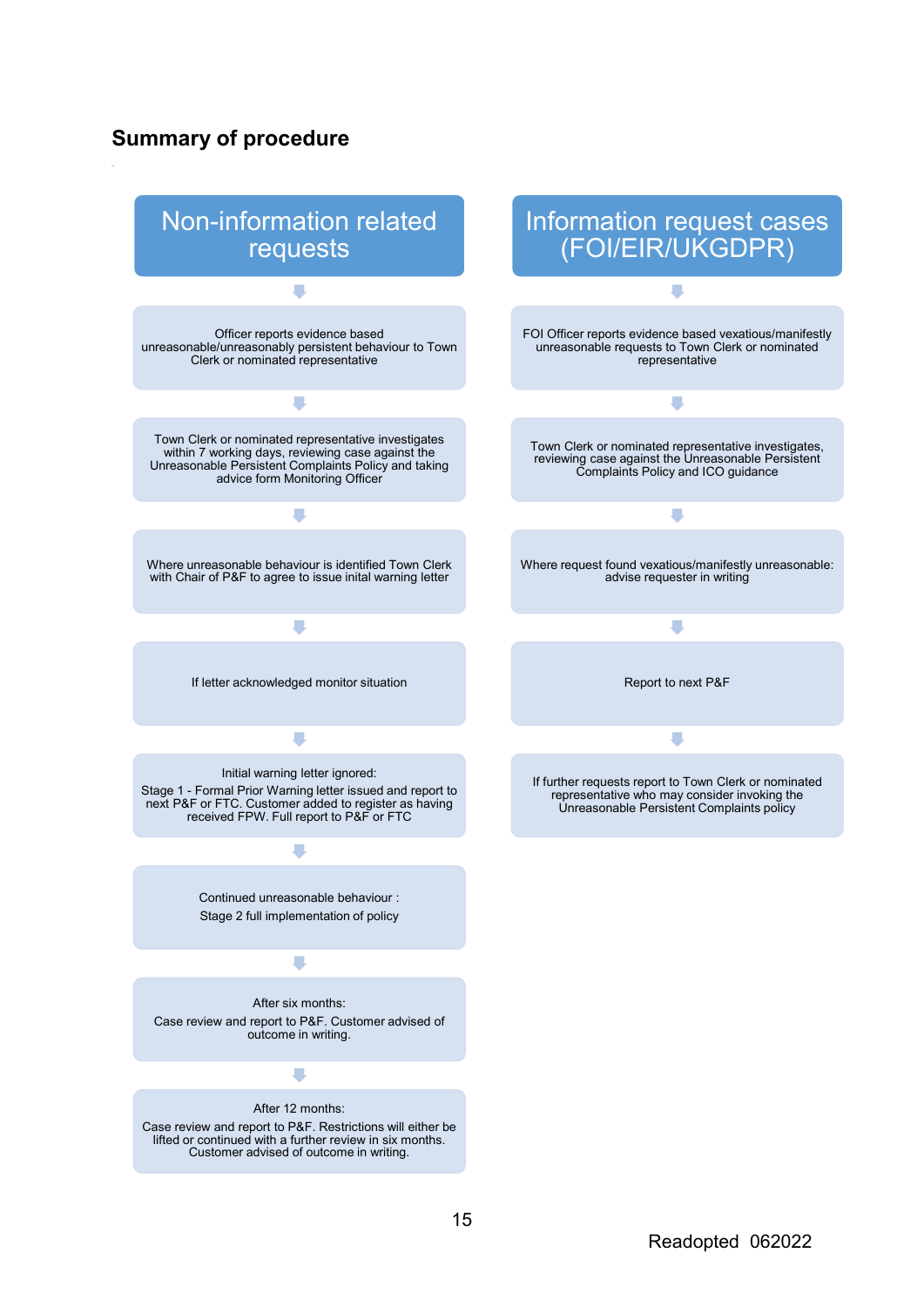## Summary of procedure

### Non-information related requests

Officer reports evidence based unreasonable/unreasonably persistent behaviour to Town Clerk or nominated representative

Town Clerk or nominated representative investigates within 7 working days, reviewing case against the Unreasonable Persistent Complaints Policy and taking advice form Monitoring Officer

Where unreasonable behaviour is identified Town Clerk with Chair of P&F to agree to issue inital warning letter

If letter acknowledged monitor situation

Initial warning letter ignored:
Stage 1 - Formal Prior Warning letter issued and report to next P&F or FTC. Customer added to register as having received FPW. Full report to P&F or FTC

Continued unreasonable behaviour :
Stage 2 full implementation of policy

After six months:
Case review and report to P&F. Customer advised of outcome in writing.

After 12 months:
Case review and report to P&F. Restrictions will either be lifted or continued with a further review in six months. Customer advised of outcome in writing.

### Information request cases (FOI/EIR/UKGDPR)

FOI Officer reports evidence based vexatious/manifestly unreasonable requests to Town Clerk or nominated representative

Town Clerk or nominated representative investigates, reviewing case against the Unreasonable Persistent Complaints Policy and ICO guidance

Where request found vexatious/manifestly unreasonable: advise requester in writing

Report to next P&F

If further requests report to Town Clerk or nominated representative who may consider invoking the Unreasonable Persistent Complaints policy

Readopted 062022